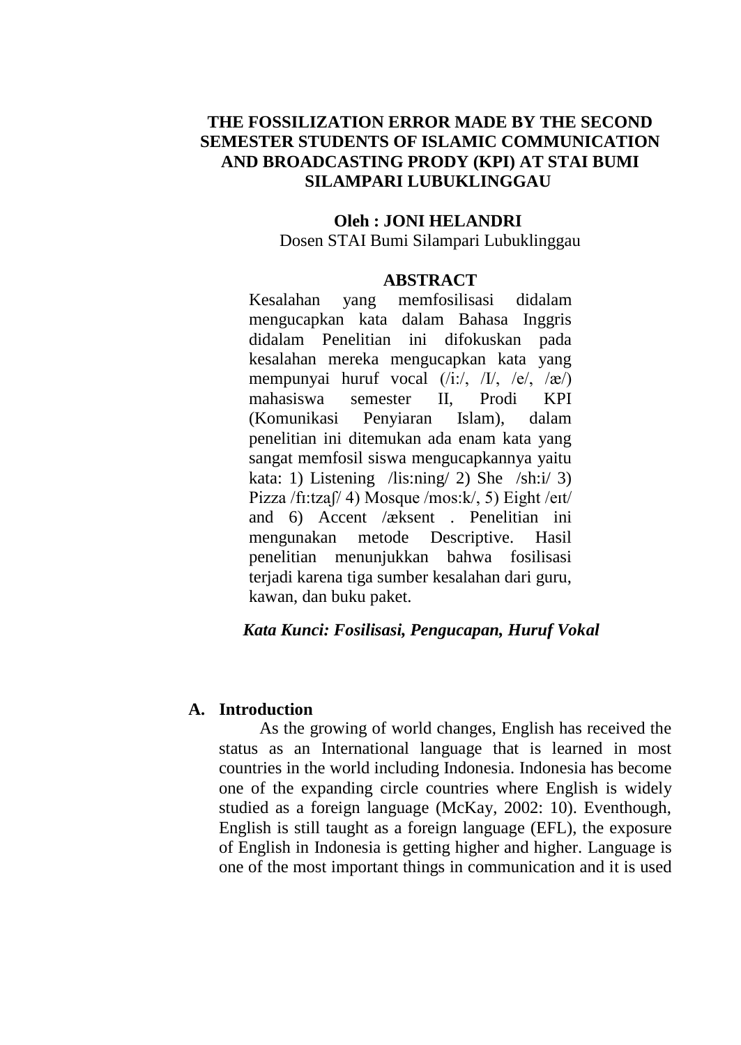# THE FOSSILIZATION ERROR MADE BY THE SECOND SEMESTER STUDENTS OF ISLAMIC COMMUNICATION AND BROADCASTING PRODY (KPI) AT STAI BUMI SILAMPARI LUBUKLINGGAU

**Oleh : JONI HELANDRI**

Dosen STAI Bumi Silampari Lubuklinggau

## ABSTRACT

Kesalahan yang memfosilisasi didalam mengucapkan kata dalam Bahasa Inggris didalam Penelitian ini difokuskan pada kesalahan mereka mengucapkan kata yang mempunyai huruf vocal (/i:/, /I/, /e/, /æ/) mahasiswa semester II, Prodi KPI (Komunikasi Penyiaran Islam), dalam penelitian ini ditemukan ada enam kata yang sangat memfosil siswa mengucapkannya yaitu kata: 1) Listening /lis:ning/ 2) She /sh:i/ 3) Pizza /fɪ:tzaʃ/ 4) Mosque /mos:k/, 5) Eight /eɪt/ and 6) Accent /æksent . Penelitian ini mengunakan metode Descriptive. Hasil penelitian menunjukkan bahwa fosilisasi terjadi karena tiga sumber kesalahan dari guru, kawan, dan buku paket.

***Kata Kunci: Fosilisasi, Pengucapan, Huruf Vokal***

## A. Introduction

As the growing of world changes, English has received the status as an International language that is learned in most countries in the world including Indonesia. Indonesia has become one of the expanding circle countries where English is widely studied as a foreign language (McKay, 2002: 10). Eventhough, English is still taught as a foreign language (EFL), the exposure of English in Indonesia is getting higher and higher. Language is one of the most important things in communication and it is used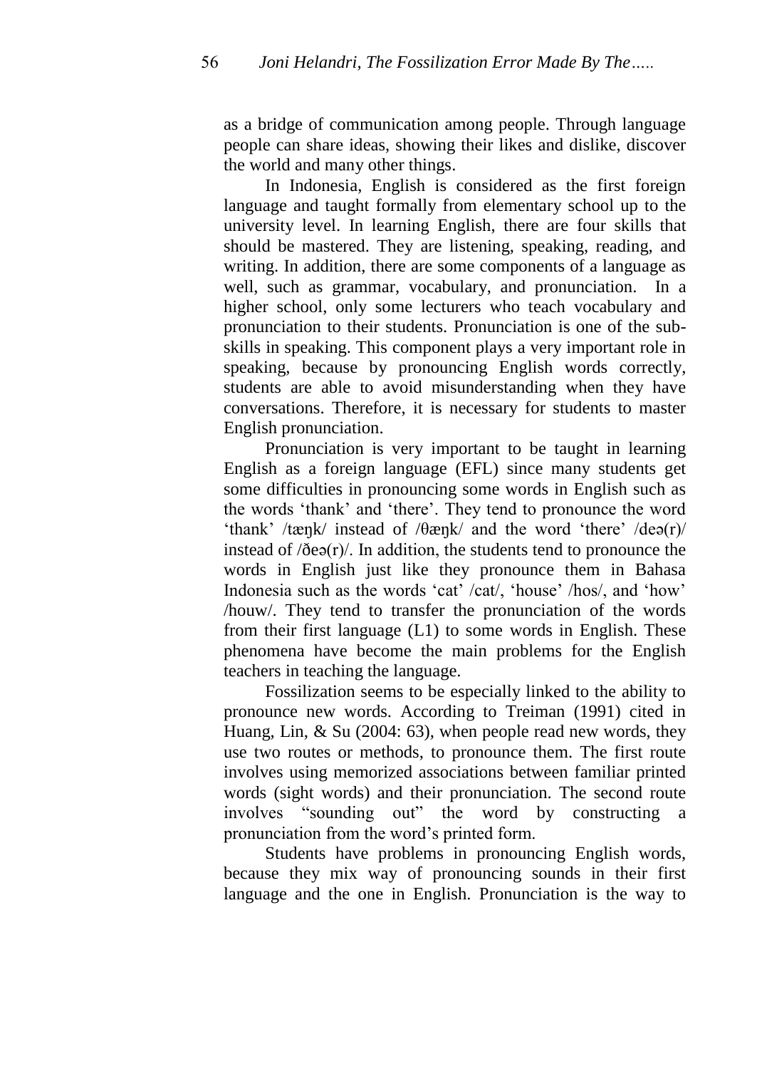as a bridge of communication among people. Through language people can share ideas, showing their likes and dislike, discover the world and many other things.

In Indonesia, English is considered as the first foreign language and taught formally from elementary school up to the university level. In learning English, there are four skills that should be mastered. They are listening, speaking, reading, and writing. In addition, there are some components of a language as well, such as grammar, vocabulary, and pronunciation. In a higher school, only some lecturers who teach vocabulary and pronunciation to their students. Pronunciation is one of the sub-skills in speaking. This component plays a very important role in speaking, because by pronouncing English words correctly, students are able to avoid misunderstanding when they have conversations. Therefore, it is necessary for students to master English pronunciation.

Pronunciation is very important to be taught in learning English as a foreign language (EFL) since many students get some difficulties in pronouncing some words in English such as the words 'thank' and 'there'. They tend to pronounce the word 'thank' /tæŋk/ instead of /θæŋk/ and the word 'there' /deə(r)/ instead of /ðeə(r)/. In addition, the students tend to pronounce the words in English just like they pronounce them in Bahasa Indonesia such as the words 'cat' /cat/, 'house' /hos/, and 'how' /houw/. They tend to transfer the pronunciation of the words from their first language (L1) to some words in English. These phenomena have become the main problems for the English teachers in teaching the language.

Fossilization seems to be especially linked to the ability to pronounce new words. According to Treiman (1991) cited in Huang, Lin, & Su (2004: 63), when people read new words, they use two routes or methods, to pronounce them. The first route involves using memorized associations between familiar printed words (sight words) and their pronunciation. The second route involves "sounding out" the word by constructing a pronunciation from the word's printed form.

Students have problems in pronouncing English words, because they mix way of pronouncing sounds in their first language and the one in English. Pronunciation is the way to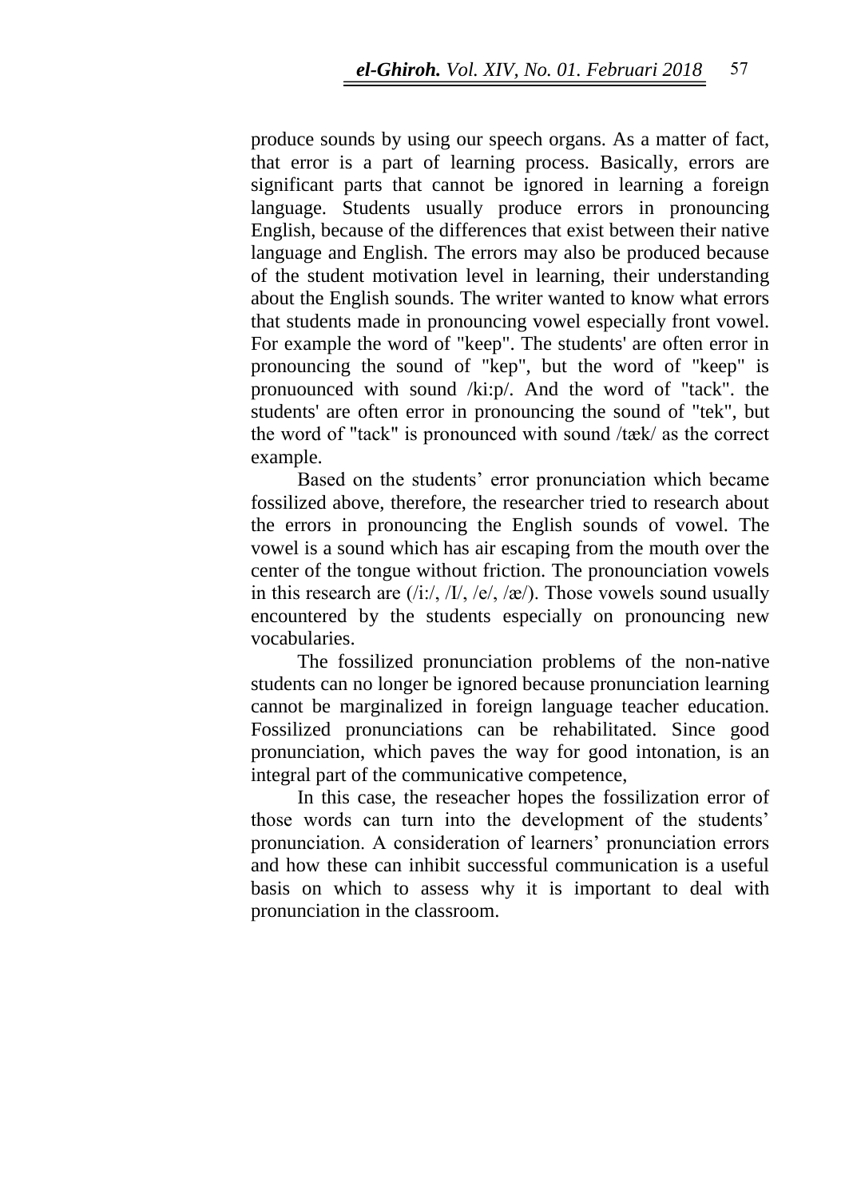produce sounds by using our speech organs. As a matter of fact, that error is a part of learning process. Basically, errors are significant parts that cannot be ignored in learning a foreign language. Students usually produce errors in pronouncing English, because of the differences that exist between their native language and English. The errors may also be produced because of the student motivation level in learning, their understanding about the English sounds. The writer wanted to know what errors that students made in pronouncing vowel especially front vowel. For example the word of "keep". The students' are often error in pronouncing the sound of "kep", but the word of "keep" is pronuounced with sound /ki:p/. And the word of "tack". the students' are often error in pronouncing the sound of "tek", but the word of "tack" is pronounced with sound /tæk/ as the correct example.

Based on the students' error pronunciation which became fossilized above, therefore, the researcher tried to research about the errors in pronouncing the English sounds of vowel. The vowel is a sound which has air escaping from the mouth over the center of the tongue without friction. The pronounciation vowels in this research are (/i:/, /I/, /e/, /æ/). Those vowels sound usually encountered by the students especially on pronouncing new vocabularies.

The fossilized pronunciation problems of the non-native students can no longer be ignored because pronunciation learning cannot be marginalized in foreign language teacher education. Fossilized pronunciations can be rehabilitated. Since good pronunciation, which paves the way for good intonation, is an integral part of the communicative competence,

In this case, the reseacher hopes the fossilization error of those words can turn into the development of the students' pronunciation. A consideration of learners' pronunciation errors and how these can inhibit successful communication is a useful basis on which to assess why it is important to deal with pronunciation in the classroom.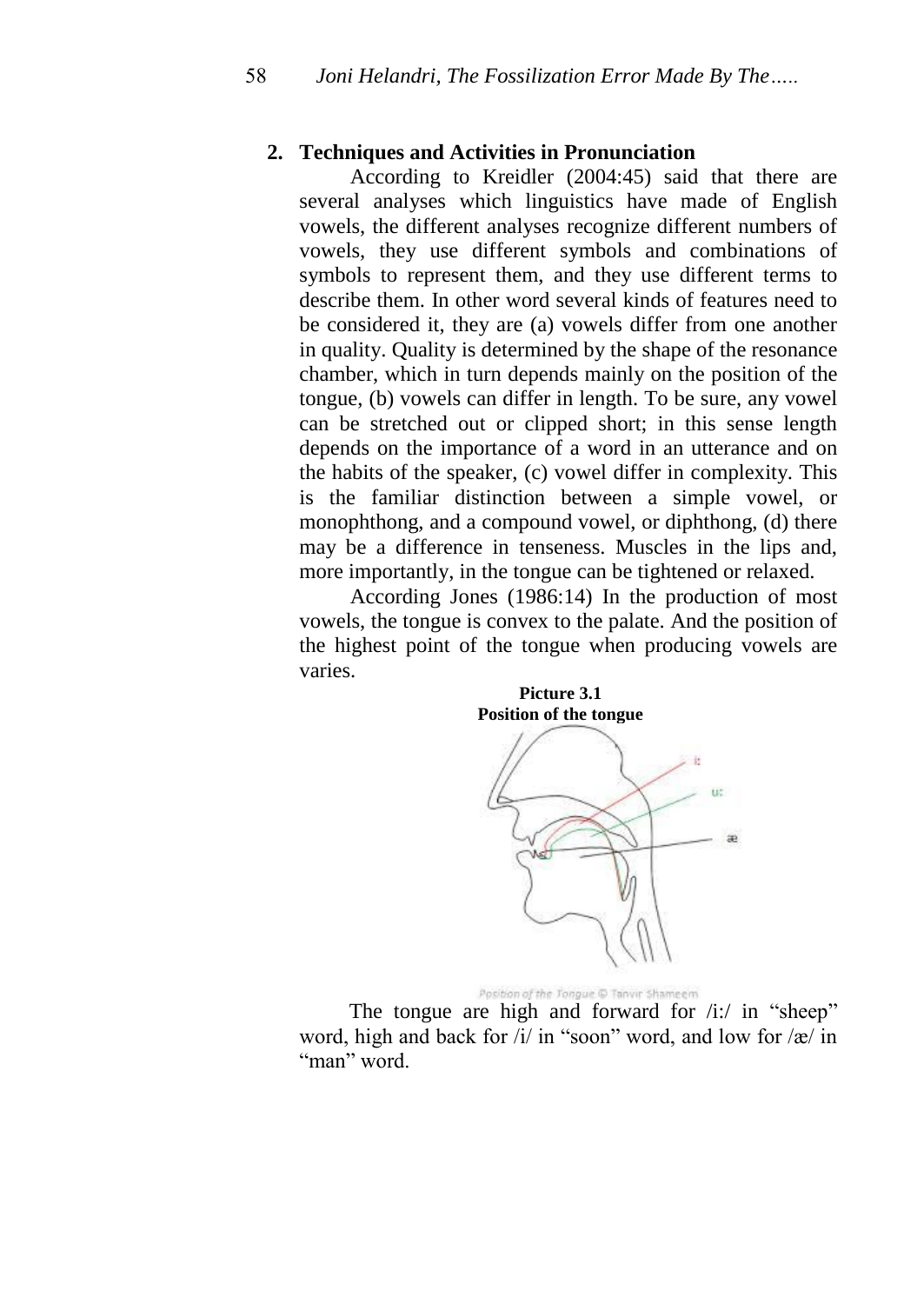## 2. Techniques and Activities in Pronunciation

According to Kreidler (2004:45) said that there are several analyses which linguistics have made of English vowels, the different analyses recognize different numbers of vowels, they use different symbols and combinations of symbols to represent them, and they use different terms to describe them. In other word several kinds of features need to be considered it, they are (a) vowels differ from one another in quality. Quality is determined by the shape of the resonance chamber, which in turn depends mainly on the position of the tongue, (b) vowels can differ in length. To be sure, any vowel can be stretched out or clipped short; in this sense length depends on the importance of a word in an utterance and on the habits of the speaker, (c) vowel differ in complexity. This is the familiar distinction between a simple vowel, or monophthong, and a compound vowel, or diphthong, (d) there may be a difference in tenseness. Muscles in the lips and, more importantly, in the tongue can be tightened or relaxed.

According Jones (1986:14) In the production of most vowels, the tongue is convex to the palate. And the position of the highest point of the tongue when producing vowels are varies.

**Picture 3.1**
**Position of the tongue**

The tongue are high and forward for /iː/ in "sheep" word, high and back for /i/ in "soon" word, and low for /æ/ in "man" word.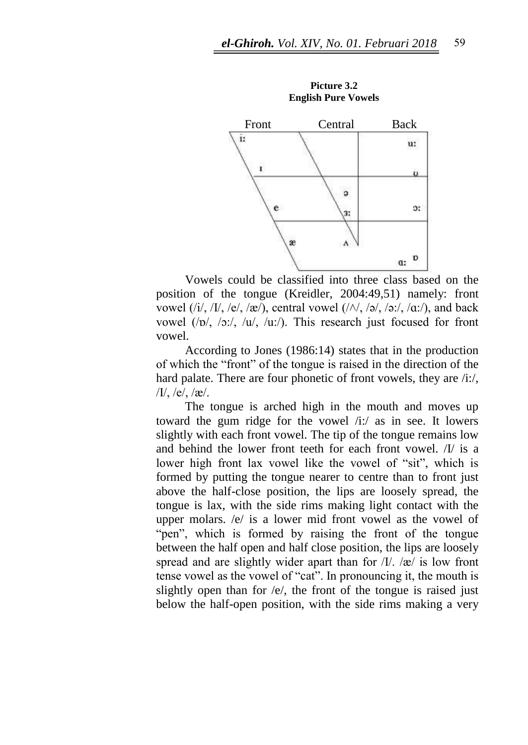**Picture 3.2**
**English Pure Vowels**

Vowels could be classified into three class based on the position of the tongue (Kreidler, 2004:49,51) namely: front vowel (/i/, /I/, /e/, /æ/), central vowel (/^/, /ə/, /ə:/, /ɑ:/), and back vowel (/ɒ/, /ɔ:/, /u/, /u:/). This research just focused for front vowel.

According to Jones (1986:14) states that in the production of which the "front" of the tongue is raised in the direction of the hard palate. There are four phonetic of front vowels, they are /i:/, /I/, /e/, /æ/.

The tongue is arched high in the mouth and moves up toward the gum ridge for the vowel /i:/ as in see. It lowers slightly with each front vowel. The tip of the tongue remains low and behind the lower front teeth for each front vowel. /I/ is a lower high front lax vowel like the vowel of "sit", which is formed by putting the tongue nearer to centre than to front just above the half-close position, the lips are loosely spread, the tongue is lax, with the side rims making light contact with the upper molars. /e/ is a lower mid front vowel as the vowel of "pen", which is formed by raising the front of the tongue between the half open and half close position, the lips are loosely spread and are slightly wider apart than for /I/. /æ/ is low front tense vowel as the vowel of "cat". In pronouncing it, the mouth is slightly open than for /e/, the front of the tongue is raised just below the half-open position, with the side rims making a very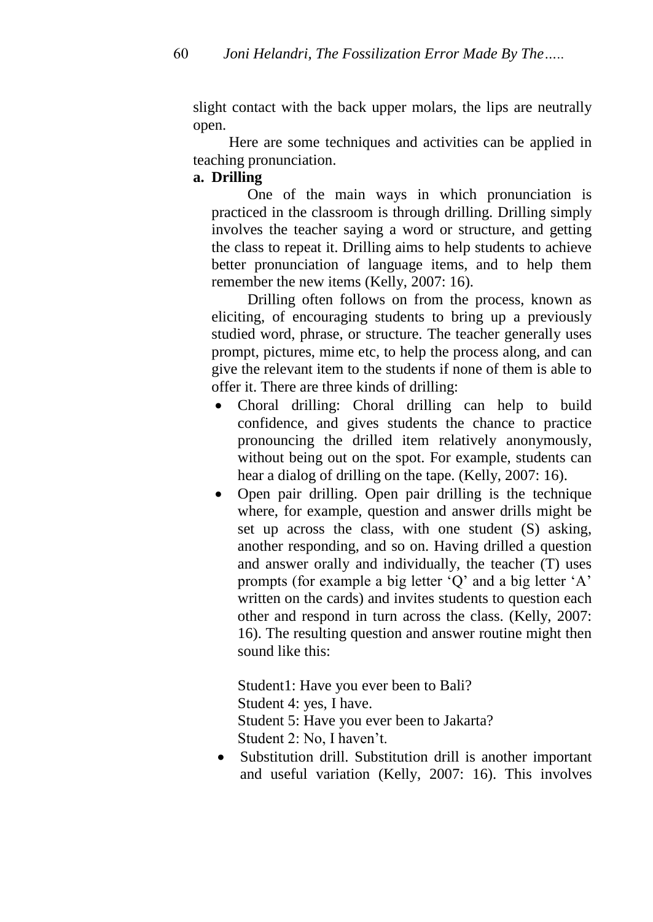slight contact with the back upper molars, the lips are neutrally open.

Here are some techniques and activities can be applied in teaching pronunciation.

**a. Drilling**

One of the main ways in which pronunciation is practiced in the classroom is through drilling. Drilling simply involves the teacher saying a word or structure, and getting the class to repeat it. Drilling aims to help students to achieve better pronunciation of language items, and to help them remember the new items (Kelly, 2007: 16).

Drilling often follows on from the process, known as eliciting, of encouraging students to bring up a previously studied word, phrase, or structure. The teacher generally uses prompt, pictures, mime etc, to help the process along, and can give the relevant item to the students if none of them is able to offer it. There are three kinds of drilling:

- Choral drilling: Choral drilling can help to build confidence, and gives students the chance to practice pronouncing the drilled item relatively anonymously, without being out on the spot. For example, students can hear a dialog of drilling on the tape. (Kelly, 2007: 16).
- Open pair drilling. Open pair drilling is the technique where, for example, question and answer drills might be set up across the class, with one student (S) asking, another responding, and so on. Having drilled a question and answer orally and individually, the teacher (T) uses prompts (for example a big letter 'Q' and a big letter 'A' written on the cards) and invites students to question each other and respond in turn across the class. (Kelly, 2007: 16). The resulting question and answer routine might then sound like this:

  Student1: Have you ever been to Bali?
  Student 4: yes, I have.
  Student 5: Have you ever been to Jakarta?
  Student 2: No, I haven't.
- Substitution drill. Substitution drill is another important and useful variation (Kelly, 2007: 16). This involves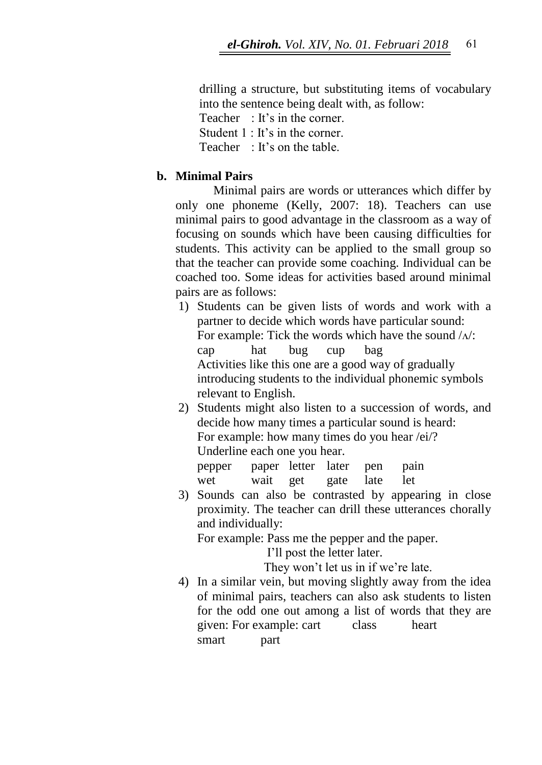drilling a structure, but substituting items of vocabulary into the sentence being dealt with, as follow:

Teacher : It's in the corner.
Student 1 : It's in the corner.
Teacher : It's on the table.

**b. Minimal Pairs**

Minimal pairs are words or utterances which differ by only one phoneme (Kelly, 2007: 18). Teachers can use minimal pairs to good advantage in the classroom as a way of focusing on sounds which have been causing difficulties for students. This activity can be applied to the small group so that the teacher can provide some coaching. Individual can be coached too. Some ideas for activities based around minimal pairs are as follows:

1) Students can be given lists of words and work with a partner to decide which words have particular sound:
   For example: Tick the words which have the sound /ʌ/:
   cap hat bug cup bag
   Activities like this one are a good way of gradually introducing students to the individual phonemic symbols relevant to English.
2) Students might also listen to a succession of words, and decide how many times a particular sound is heard:
   For example: how many times do you hear /ei/?
   Underline each one you hear.
   pepper paper letter later pen pain
   wet wait get gate late let
3) Sounds can also be contrasted by appearing in close proximity. The teacher can drill these utterances chorally and individually:
   For example: Pass me the pepper and the paper.
   I'll post the letter later.
   They won't let us in if we're late.
4) In a similar vein, but moving slightly away from the idea of minimal pairs, teachers can also ask students to listen for the odd one out among a list of words that they are given: For example: cart class heart smart part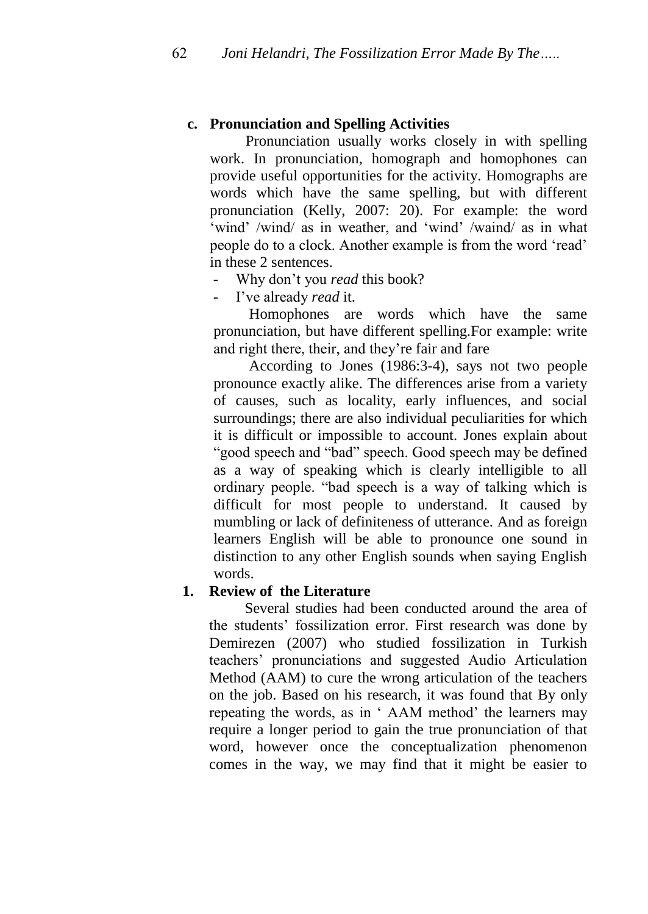### c. Pronunciation and Spelling Activities

Pronunciation usually works closely in with spelling work. In pronunciation, homograph and homophones can provide useful opportunities for the activity. Homographs are words which have the same spelling, but with different pronunciation (Kelly, 2007: 20). For example: the word 'wind' /wind/ as in weather, and 'wind' /waind/ as in what people do to a clock. Another example is from the word 'read' in these 2 sentences.

- Why don't you *read* this book?
- I've already *read* it.

Homophones are words which have the same pronunciation, but have different spelling.For example: write and right there, their, and they're fair and fare

According to Jones (1986:3-4), says not two people pronounce exactly alike. The differences arise from a variety of causes, such as locality, early influences, and social surroundings; there are also individual peculiarities for which it is difficult or impossible to account. Jones explain about "good speech and "bad" speech. Good speech may be defined as a way of speaking which is clearly intelligible to all ordinary people. "bad speech is a way of talking which is difficult for most people to understand. It caused by mumbling or lack of definiteness of utterance. And as foreign learners English will be able to pronounce one sound in distinction to any other English sounds when saying English words.

## 1. Review of the Literature

Several studies had been conducted around the area of the students' fossilization error. First research was done by Demirezen (2007) who studied fossilization in Turkish teachers' pronunciations and suggested Audio Articulation Method (AAM) to cure the wrong articulation of the teachers on the job. Based on his research, it was found that By only repeating the words, as in ' AAM method' the learners may require a longer period to gain the true pronunciation of that word, however once the conceptualization phenomenon comes in the way, we may find that it might be easier to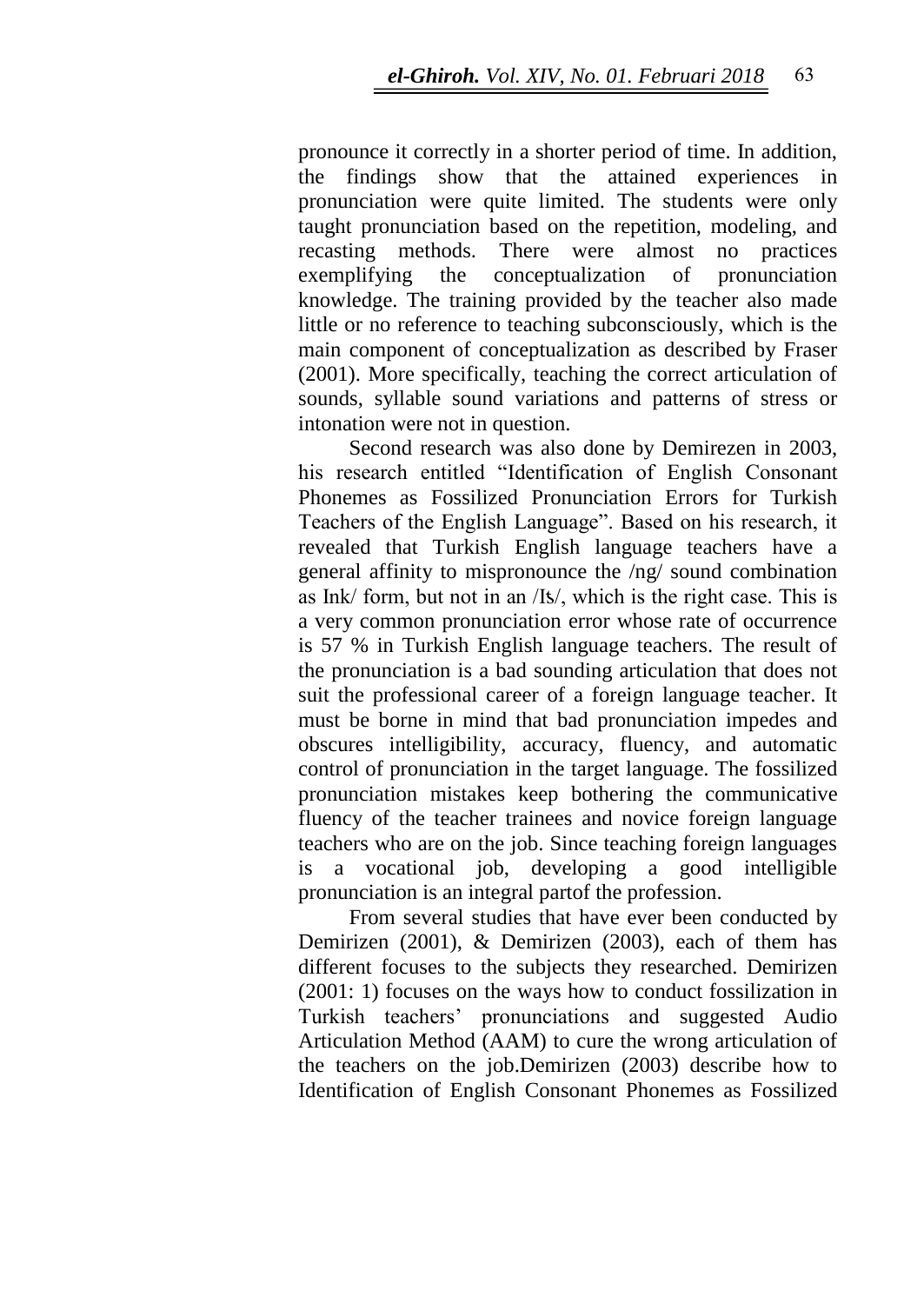pronounce it correctly in a shorter period of time. In addition, the findings show that the attained experiences in pronunciation were quite limited. The students were only taught pronunciation based on the repetition, modeling, and recasting methods. There were almost no practices exemplifying the conceptualization of pronunciation knowledge. The training provided by the teacher also made little or no reference to teaching subconsciously, which is the main component of conceptualization as described by Fraser (2001). More specifically, teaching the correct articulation of sounds, syllable sound variations and patterns of stress or intonation were not in question.

Second research was also done by Demirezen in 2003, his research entitled "Identification of English Consonant Phonemes as Fossilized Pronunciation Errors for Turkish Teachers of the English Language". Based on his research, it revealed that Turkish English language teachers have a general affinity to mispronounce the /ng/ sound combination as Ink/ form, but not in an /Iʦ/, which is the right case. This is a very common pronunciation error whose rate of occurrence is 57 % in Turkish English language teachers. The result of the pronunciation is a bad sounding articulation that does not suit the professional career of a foreign language teacher. It must be borne in mind that bad pronunciation impedes and obscures intelligibility, accuracy, fluency, and automatic control of pronunciation in the target language. The fossilized pronunciation mistakes keep bothering the communicative fluency of the teacher trainees and novice foreign language teachers who are on the job. Since teaching foreign languages is a vocational job, developing a good intelligible pronunciation is an integral partof the profession.

From several studies that have ever been conducted by Demirizen (2001), & Demirizen (2003), each of them has different focuses to the subjects they researched. Demirizen (2001: 1) focuses on the ways how to conduct fossilization in Turkish teachers' pronunciations and suggested Audio Articulation Method (AAM) to cure the wrong articulation of the teachers on the job.Demirizen (2003) describe how to Identification of English Consonant Phonemes as Fossilized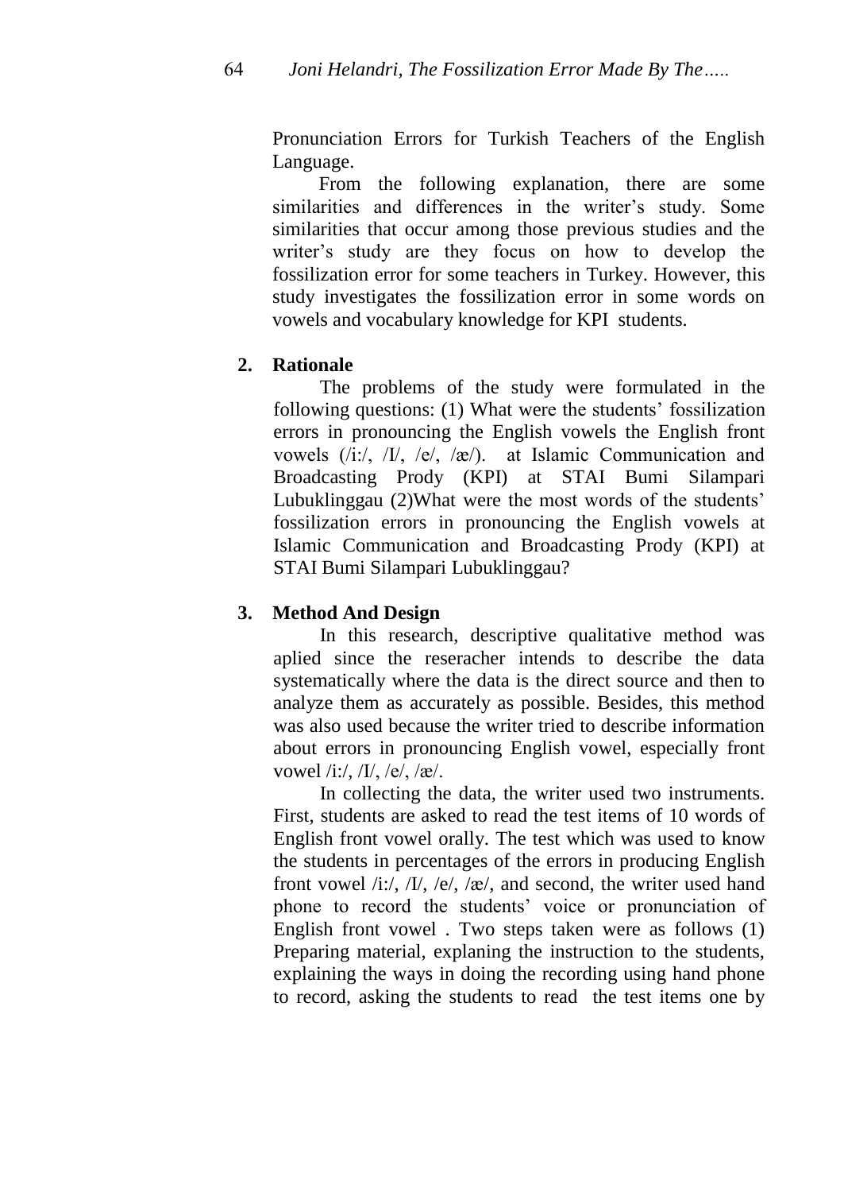Pronunciation Errors for Turkish Teachers of the English Language.

From the following explanation, there are some similarities and differences in the writer's study. Some similarities that occur among those previous studies and the writer's study are they focus on how to develop the fossilization error for some teachers in Turkey. However, this study investigates the fossilization error in some words on vowels and vocabulary knowledge for KPI students.

## 2. Rationale

The problems of the study were formulated in the following questions: (1) What were the students' fossilization errors in pronouncing the English vowels the English front vowels (/i:/, /I/, /e/, /æ/). at Islamic Communication and Broadcasting Prody (KPI) at STAI Bumi Silampari Lubuklinggau (2)What were the most words of the students' fossilization errors in pronouncing the English vowels at Islamic Communication and Broadcasting Prody (KPI) at STAI Bumi Silampari Lubuklinggau?

## 3. Method And Design

In this research, descriptive qualitative method was aplied since the reseracher intends to describe the data systematically where the data is the direct source and then to analyze them as accurately as possible. Besides, this method was also used because the writer tried to describe information about errors in pronouncing English vowel, especially front vowel /i:/, /I/, /e/, /æ/.

In collecting the data, the writer used two instruments. First, students are asked to read the test items of 10 words of English front vowel orally. The test which was used to know the students in percentages of the errors in producing English front vowel /i:/, /I/, /e/, /æ/, and second, the writer used hand phone to record the students' voice or pronunciation of English front vowel . Two steps taken were as follows (1) Preparing material, explaning the instruction to the students, explaining the ways in doing the recording using hand phone to record, asking the students to read the test items one by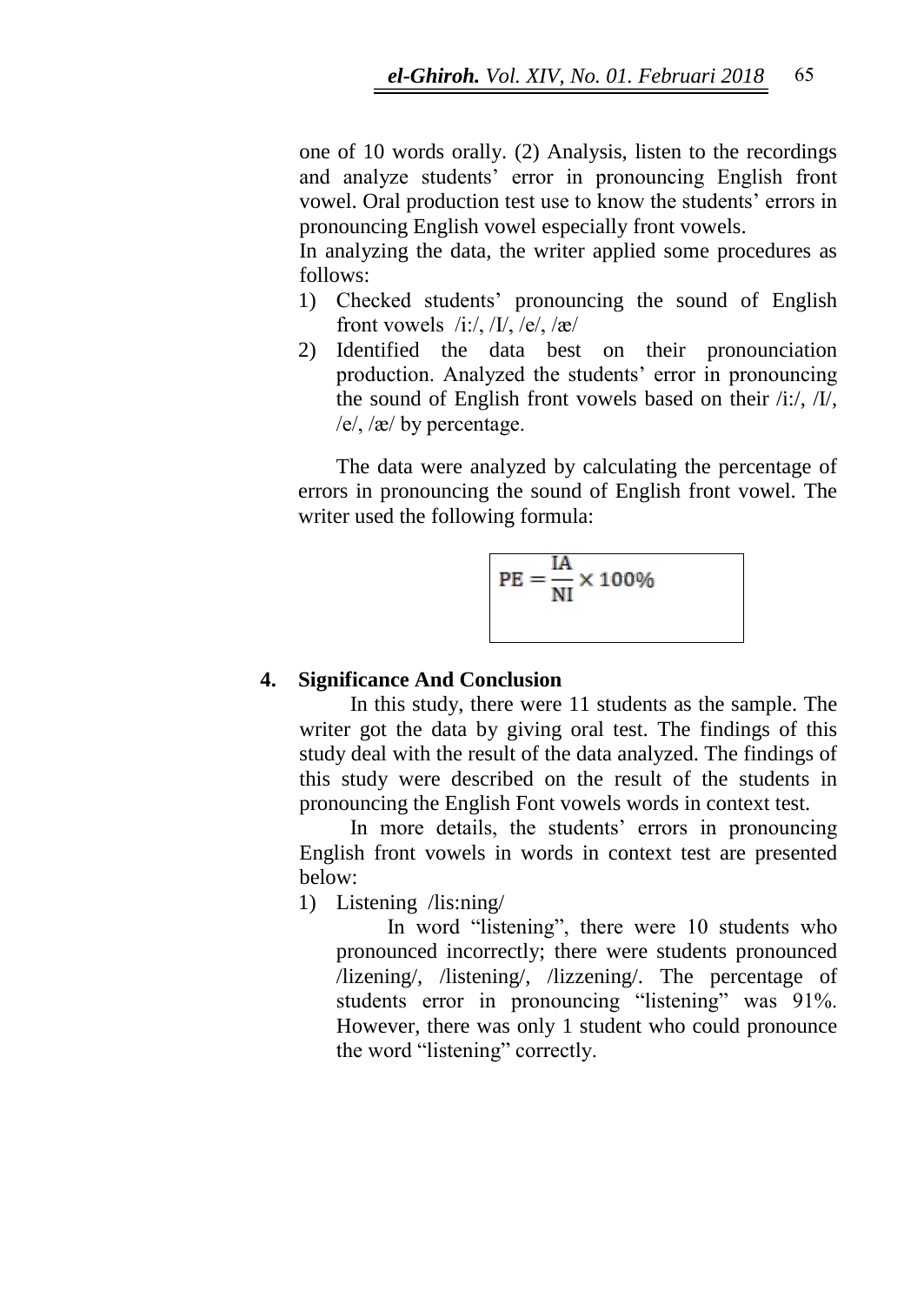one of 10 words orally. (2) Analysis, listen to the recordings and analyze students' error in pronouncing English front vowel. Oral production test use to know the students' errors in pronouncing English vowel especially front vowels.

In analyzing the data, the writer applied some procedures as follows:

1) Checked students' pronouncing the sound of English front vowels /i:/, /I/, /e/, /æ/
2) Identified the data best on their pronounciation production. Analyzed the students' error in pronouncing the sound of English front vowels based on their /i:/, /I/, /e/, /æ/ by percentage.

The data were analyzed by calculating the percentage of errors in pronouncing the sound of English front vowel. The writer used the following formula:

$$PE = \frac{IA}{NI} \times 100\%$$

## 4. Significance And Conclusion

In this study, there were 11 students as the sample. The writer got the data by giving oral test. The findings of this study deal with the result of the data analyzed. The findings of this study were described on the result of the students in pronouncing the English Font vowels words in context test.

In more details, the students' errors in pronouncing English front vowels in words in context test are presented below:

1) Listening /lis:ning/

   In word "listening", there were 10 students who pronounced incorrectly; there were students pronounced /lizening/, /listening/, /lizzening/. The percentage of students error in pronouncing "listening" was 91%. However, there was only 1 student who could pronounce the word "listening" correctly.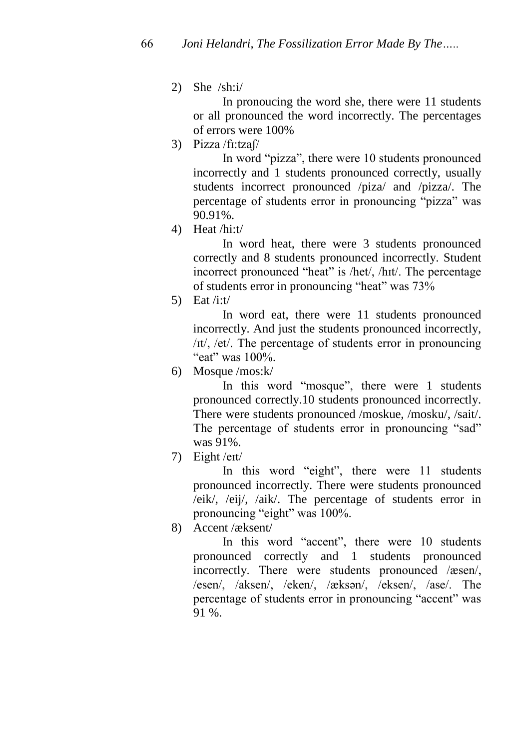2) She /sh:i/

   In pronoucing the word she, there were 11 students or all pronounced the word incorrectly. The percentages of errors were 100%

3) Pizza /fɪ:tzaʃ/

   In word "pizza", there were 10 students pronounced incorrectly and 1 students pronounced correctly, usually students incorrect pronounced /piza/ and /pizza/. The percentage of students error in pronouncing "pizza" was 90.91%.

4) Heat /hi:t/

   In word heat, there were 3 students pronounced correctly and 8 students pronounced incorrectly. Student incorrect pronounced "heat" is /het/, /hɪt/. The percentage of students error in pronouncing "heat" was 73%

5) Eat /i:t/

   In word eat, there were 11 students pronounced incorrectly. And just the students pronounced incorrectly, /ɪt/, /et/. The percentage of students error in pronouncing "eat" was 100%.

6) Mosque /mos:k/

   In this word "mosque", there were 1 students pronounced correctly.10 students pronounced incorrectly. There were students pronounced /moskue, /mosku/, /sait/. The percentage of students error in pronouncing "sad" was 91%.

7) Eight /eɪt/

   In this word "eight", there were 11 students pronounced incorrectly. There were students pronounced /eik/, /eij/, /aik/. The percentage of students error in pronouncing "eight" was 100%.

8) Accent /æksent/

   In this word "accent", there were 10 students pronounced correctly and 1 students pronounced incorrectly. There were students pronounced /æsen/, /esen/, /aksen/, /eken/, /æksən/, /eksen/, /ase/. The percentage of students error in pronouncing "accent" was 91 %.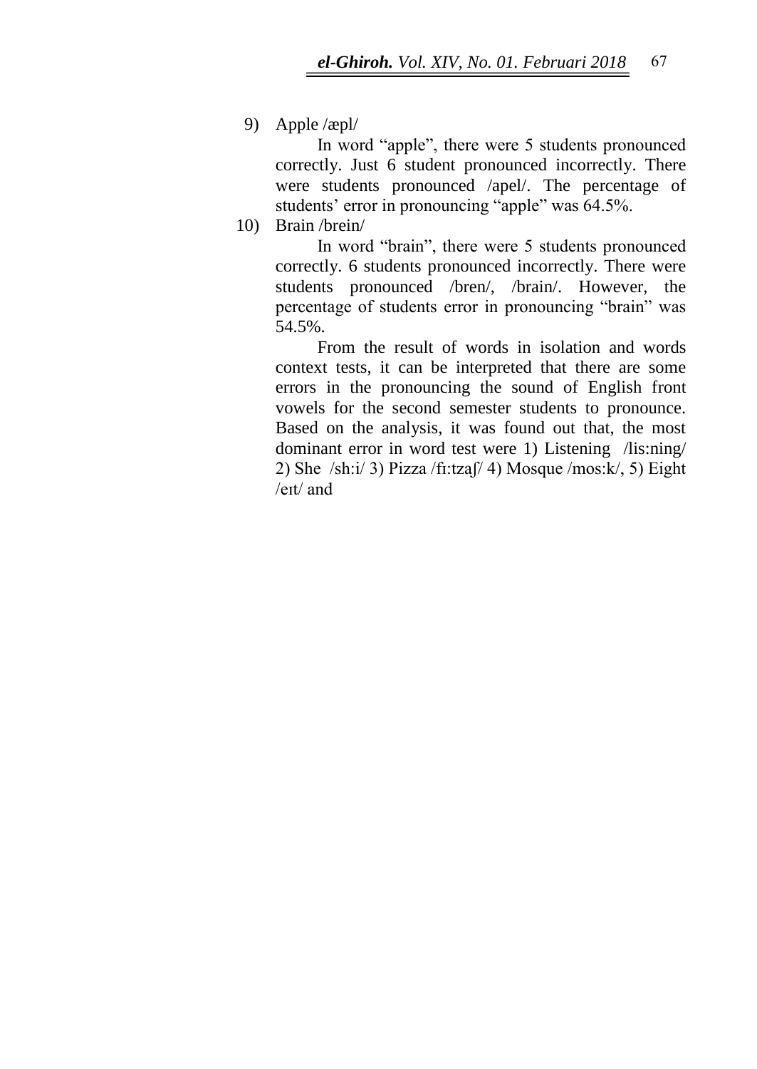9) Apple /æpl/

   In word "apple", there were 5 students pronounced correctly. Just 6 student pronounced incorrectly. There were students pronounced /apel/. The percentage of students' error in pronouncing "apple" was 64.5%.

10) Brain /brein/

   In word "brain", there were 5 students pronounced correctly. 6 students pronounced incorrectly. There were students pronounced /bren/, /brain/. However, the percentage of students error in pronouncing "brain" was 54.5%.

   From the result of words in isolation and words context tests, it can be interpreted that there are some errors in the pronouncing the sound of English front vowels for the second semester students to pronounce. Based on the analysis, it was found out that, the most dominant error in word test were 1) Listening /lis:ning/ 2) She /sh:i/ 3) Pizza /fɪ:tzaʃ/ 4) Mosque /mos:k/, 5) Eight /eɪt/ and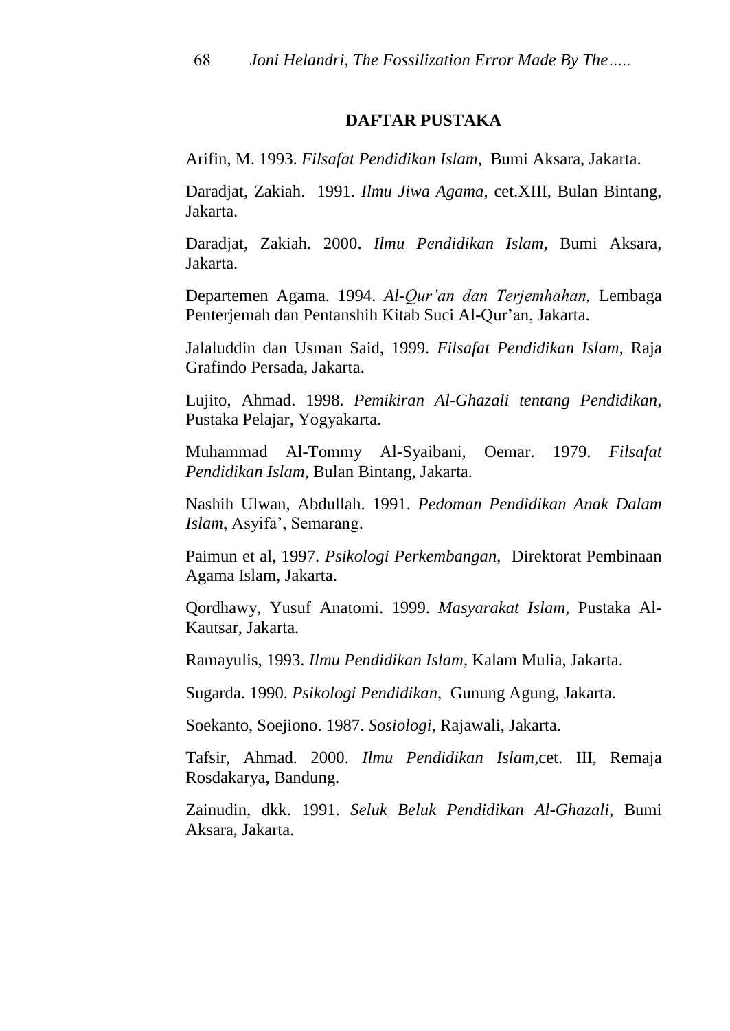## DAFTAR PUSTAKA

Arifin, M. 1993. *Filsafat Pendidikan Islam*, Bumi Aksara, Jakarta.

Daradjat, Zakiah. 1991. *Ilmu Jiwa Agama*, cet.XIII, Bulan Bintang, Jakarta.

Daradjat, Zakiah. 2000. *Ilmu Pendidikan Islam*, Bumi Aksara, Jakarta.

Departemen Agama. 1994. *Al-Qur'an dan Terjemhahan,* Lembaga Penterjemah dan Pentanshih Kitab Suci Al-Qur'an, Jakarta.

Jalaluddin dan Usman Said, 1999. *Filsafat Pendidikan Islam*, Raja Grafindo Persada, Jakarta.

Lujito, Ahmad. 1998. *Pemikiran Al-Ghazali tentang Pendidikan*, Pustaka Pelajar, Yogyakarta.

Muhammad Al-Tommy Al-Syaibani, Oemar. 1979. *Filsafat Pendidikan Islam*, Bulan Bintang, Jakarta.

Nashih Ulwan, Abdullah. 1991. *Pedoman Pendidikan Anak Dalam Islam*, Asyifa', Semarang.

Paimun et al, 1997. *Psikologi Perkembangan*, Direktorat Pembinaan Agama Islam, Jakarta.

Qordhawy, Yusuf Anatomi. 1999. *Masyarakat Islam*, Pustaka Al-Kautsar, Jakarta.

Ramayulis, 1993. *Ilmu Pendidikan Islam*, Kalam Mulia, Jakarta.

Sugarda. 1990. *Psikologi Pendidikan*, Gunung Agung, Jakarta.

Soekanto, Soejiono. 1987. *Sosiologi*, Rajawali, Jakarta.

Tafsir, Ahmad. 2000. *Ilmu Pendidikan Islam*,cet. III, Remaja Rosdakarya, Bandung.

Zainudin, dkk. 1991. *Seluk Beluk Pendidikan Al-Ghazali*, Bumi Aksara, Jakarta.